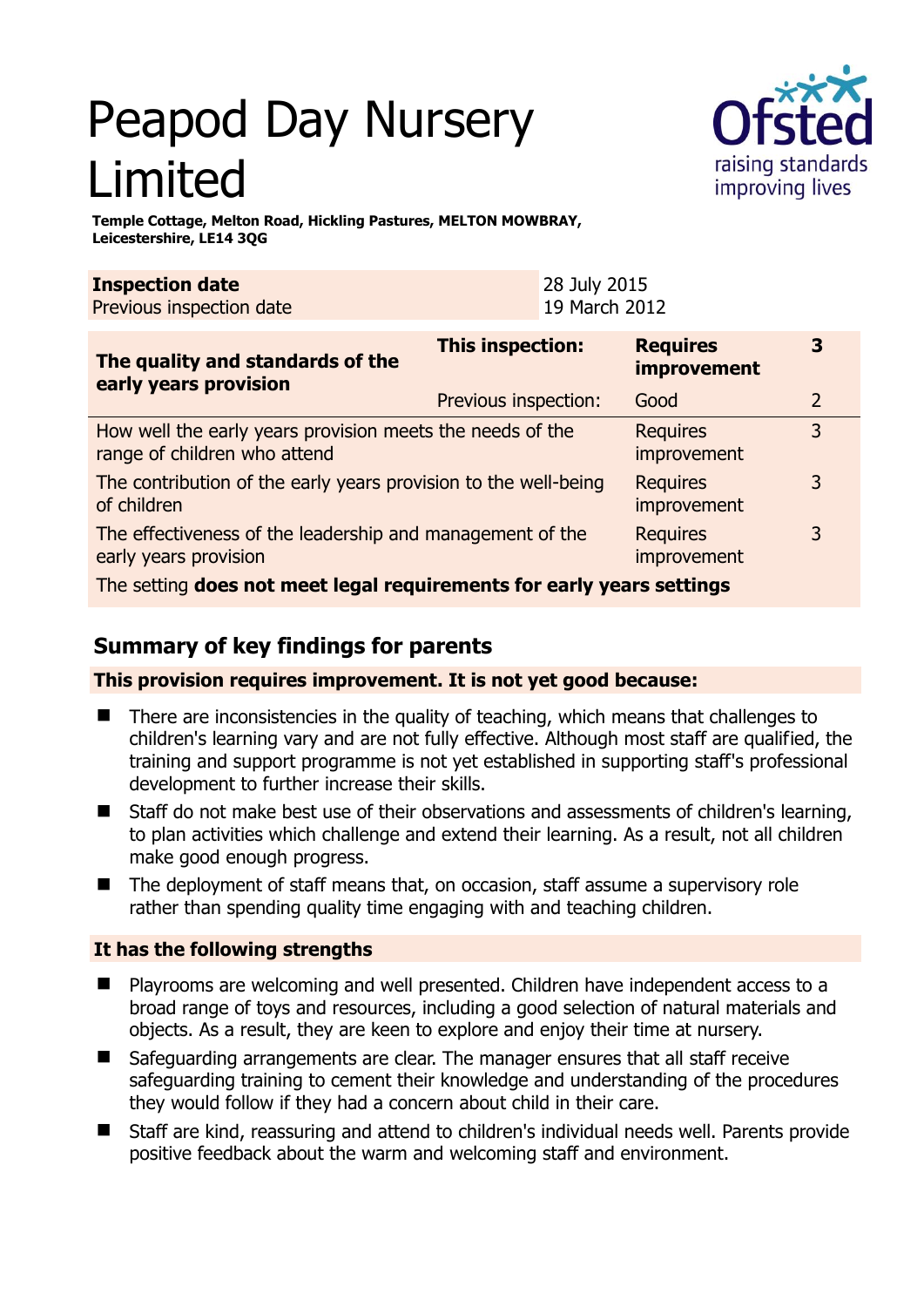# Peapod Day Nursery Limited

**Temple Cottage, Melton Road, Hickling Pastures, MELTON MOWBRAY, Leicestershire, LE14 3QG**

| | |
|---|---|
| **Inspection date** | 28 July 2015 |
| Previous inspection date | 19 March 2012 |

| | | | |
|---|---|---|---|
| **The quality and standards of the early years provision** | **This inspection:** | **Requires improvement** | **3** |
| | Previous inspection: | Good | 2 |
| How well the early years provision meets the needs of the range of children who attend | | Requires improvement | 3 |
| The contribution of the early years provision to the well-being of children | | Requires improvement | 3 |
| The effectiveness of the leadership and management of the early years provision | | Requires improvement | 3 |
| The setting **does not meet legal requirements for early years settings** | | | |

## Summary of key findings for parents

**This provision requires improvement. It is not yet good because:**

- There are inconsistencies in the quality of teaching, which means that challenges to children's learning vary and are not fully effective. Although most staff are qualified, the training and support programme is not yet established in supporting staff's professional development to further increase their skills.
- Staff do not make best use of their observations and assessments of children's learning, to plan activities which challenge and extend their learning. As a result, not all children make good enough progress.
- The deployment of staff means that, on occasion, staff assume a supervisory role rather than spending quality time engaging with and teaching children.

**It has the following strengths**

- Playrooms are welcoming and well presented. Children have independent access to a broad range of toys and resources, including a good selection of natural materials and objects. As a result, they are keen to explore and enjoy their time at nursery.
- Safeguarding arrangements are clear. The manager ensures that all staff receive safeguarding training to cement their knowledge and understanding of the procedures they would follow if they had a concern about child in their care.
- Staff are kind, reassuring and attend to children's individual needs well. Parents provide positive feedback about the warm and welcoming staff and environment.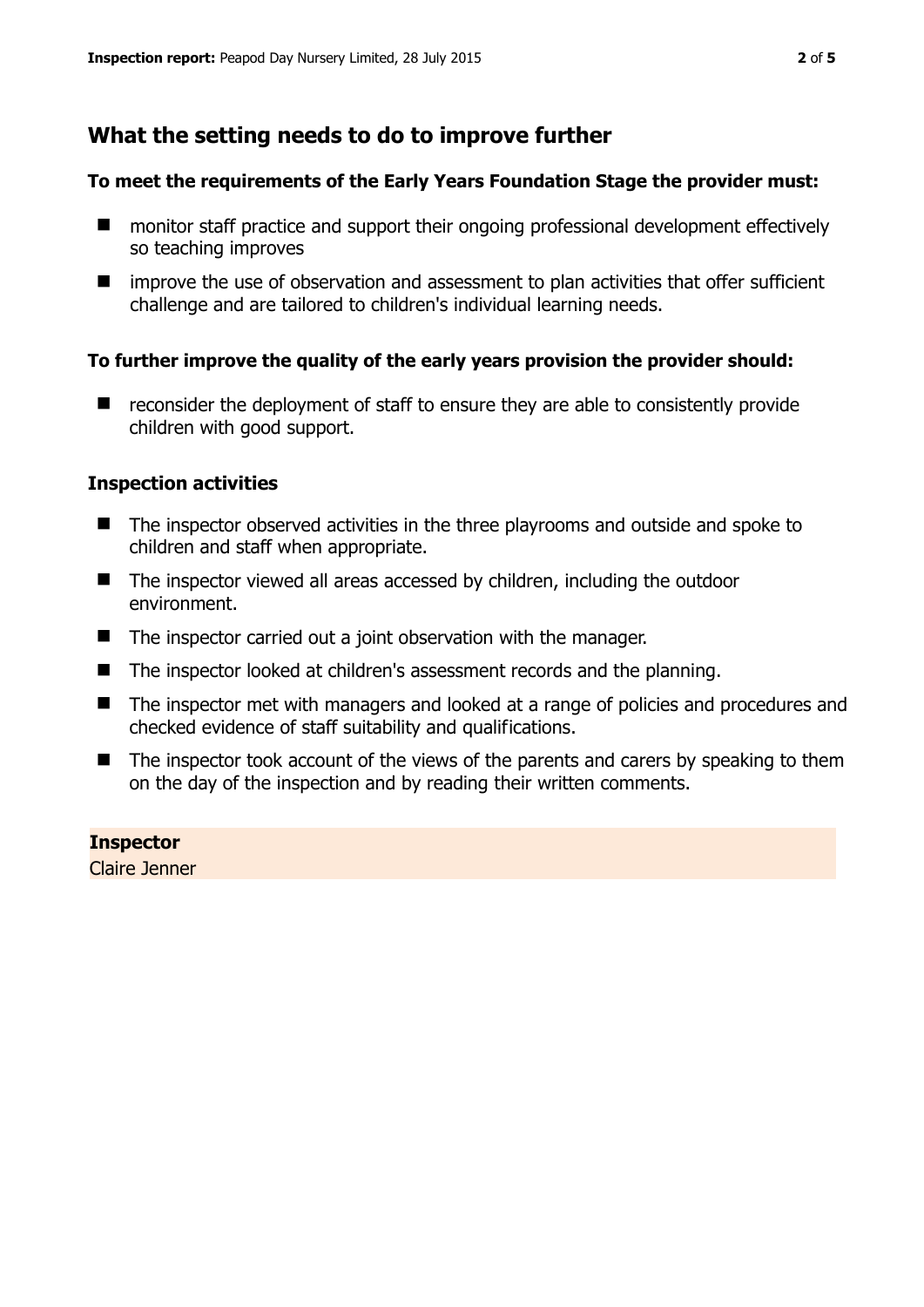## What the setting needs to do to improve further

**To meet the requirements of the Early Years Foundation Stage the provider must:**

- monitor staff practice and support their ongoing professional development effectively so teaching improves
- improve the use of observation and assessment to plan activities that offer sufficient challenge and are tailored to children's individual learning needs.

**To further improve the quality of the early years provision the provider should:**

- reconsider the deployment of staff to ensure they are able to consistently provide children with good support.

### Inspection activities

- The inspector observed activities in the three playrooms and outside and spoke to children and staff when appropriate.
- The inspector viewed all areas accessed by children, including the outdoor environment.
- The inspector carried out a joint observation with the manager.
- The inspector looked at children's assessment records and the planning.
- The inspector met with managers and looked at a range of policies and procedures and checked evidence of staff suitability and qualifications.
- The inspector took account of the views of the parents and carers by speaking to them on the day of the inspection and by reading their written comments.

**Inspector**
Claire Jenner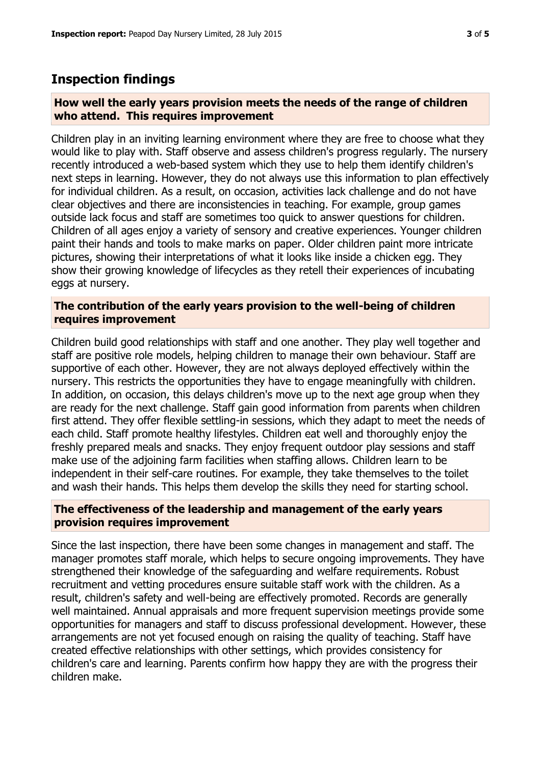## Inspection findings

### How well the early years provision meets the needs of the range of children who attend. This requires improvement

Children play in an inviting learning environment where they are free to choose what they would like to play with. Staff observe and assess children's progress regularly. The nursery recently introduced a web-based system which they use to help them identify children's next steps in learning. However, they do not always use this information to plan effectively for individual children. As a result, on occasion, activities lack challenge and do not have clear objectives and there are inconsistencies in teaching. For example, group games outside lack focus and staff are sometimes too quick to answer questions for children. Children of all ages enjoy a variety of sensory and creative experiences. Younger children paint their hands and tools to make marks on paper. Older children paint more intricate pictures, showing their interpretations of what it looks like inside a chicken egg. They show their growing knowledge of lifecycles as they retell their experiences of incubating eggs at nursery.

### The contribution of the early years provision to the well-being of children requires improvement

Children build good relationships with staff and one another. They play well together and staff are positive role models, helping children to manage their own behaviour. Staff are supportive of each other. However, they are not always deployed effectively within the nursery. This restricts the opportunities they have to engage meaningfully with children. In addition, on occasion, this delays children's move up to the next age group when they are ready for the next challenge. Staff gain good information from parents when children first attend. They offer flexible settling-in sessions, which they adapt to meet the needs of each child. Staff promote healthy lifestyles. Children eat well and thoroughly enjoy the freshly prepared meals and snacks. They enjoy frequent outdoor play sessions and staff make use of the adjoining farm facilities when staffing allows. Children learn to be independent in their self-care routines. For example, they take themselves to the toilet and wash their hands. This helps them develop the skills they need for starting school.

### The effectiveness of the leadership and management of the early years provision requires improvement

Since the last inspection, there have been some changes in management and staff. The manager promotes staff morale, which helps to secure ongoing improvements. They have strengthened their knowledge of the safeguarding and welfare requirements. Robust recruitment and vetting procedures ensure suitable staff work with the children. As a result, children's safety and well-being are effectively promoted. Records are generally well maintained. Annual appraisals and more frequent supervision meetings provide some opportunities for managers and staff to discuss professional development. However, these arrangements are not yet focused enough on raising the quality of teaching. Staff have created effective relationships with other settings, which provides consistency for children's care and learning. Parents confirm how happy they are with the progress their children make.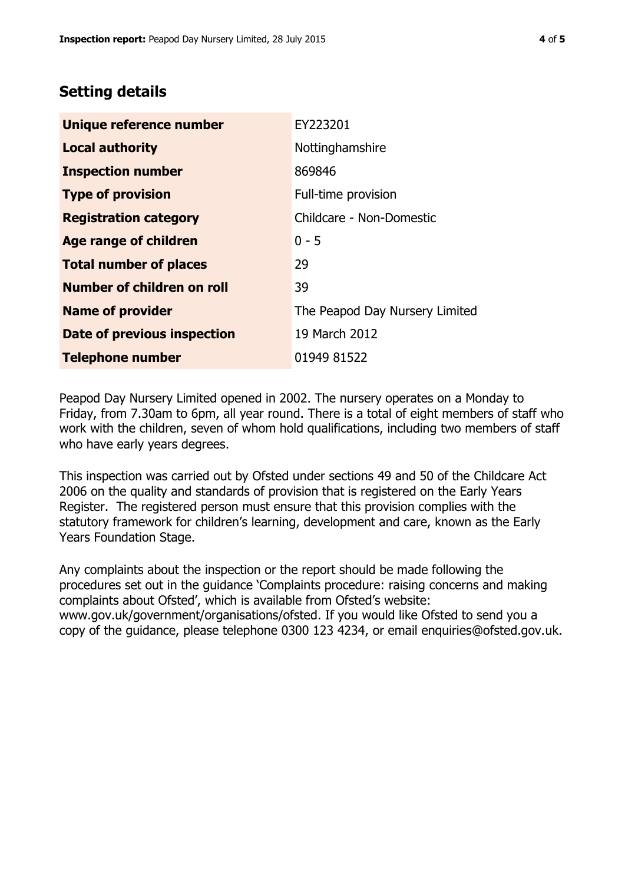## Setting details

| | |
|---|---|
| **Unique reference number** | EY223201 |
| **Local authority** | Nottinghamshire |
| **Inspection number** | 869846 |
| **Type of provision** | Full-time provision |
| **Registration category** | Childcare - Non-Domestic |
| **Age range of children** | 0 - 5 |
| **Total number of places** | 29 |
| **Number of children on roll** | 39 |
| **Name of provider** | The Peapod Day Nursery Limited |
| **Date of previous inspection** | 19 March 2012 |
| **Telephone number** | 01949 81522 |

Peapod Day Nursery Limited opened in 2002. The nursery operates on a Monday to Friday, from 7.30am to 6pm, all year round. There is a total of eight members of staff who work with the children, seven of whom hold qualifications, including two members of staff who have early years degrees.

This inspection was carried out by Ofsted under sections 49 and 50 of the Childcare Act 2006 on the quality and standards of provision that is registered on the Early Years Register. The registered person must ensure that this provision complies with the statutory framework for children's learning, development and care, known as the Early Years Foundation Stage.

Any complaints about the inspection or the report should be made following the procedures set out in the guidance 'Complaints procedure: raising concerns and making complaints about Ofsted', which is available from Ofsted's website: www.gov.uk/government/organisations/ofsted. If you would like Ofsted to send you a copy of the guidance, please telephone 0300 123 4234, or email enquiries@ofsted.gov.uk.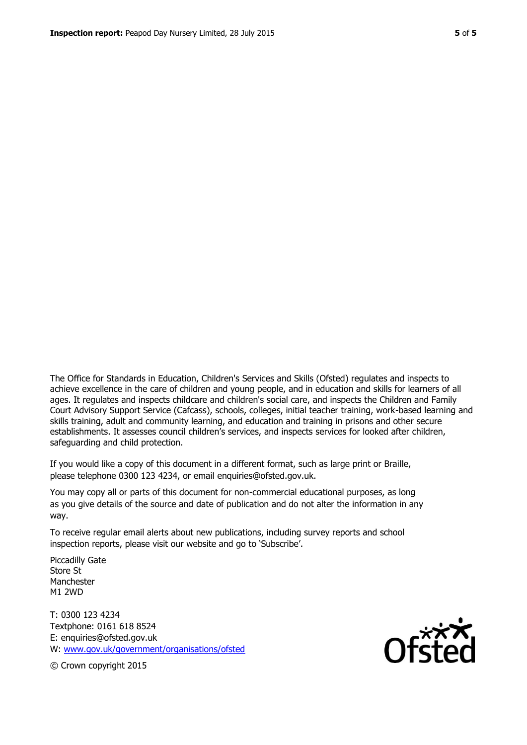The Office for Standards in Education, Children's Services and Skills (Ofsted) regulates and inspects to achieve excellence in the care of children and young people, and in education and skills for learners of all ages. It regulates and inspects childcare and children's social care, and inspects the Children and Family Court Advisory Support Service (Cafcass), schools, colleges, initial teacher training, work-based learning and skills training, adult and community learning, and education and training in prisons and other secure establishments. It assesses council children's services, and inspects services for looked after children, safeguarding and child protection.

If you would like a copy of this document in a different format, such as large print or Braille, please telephone 0300 123 4234, or email enquiries@ofsted.gov.uk.

You may copy all or parts of this document for non-commercial educational purposes, as long as you give details of the source and date of publication and do not alter the information in any way.

To receive regular email alerts about new publications, including survey reports and school inspection reports, please visit our website and go to 'Subscribe'.

Piccadilly Gate
Store St
Manchester
M1 2WD

T: 0300 123 4234
Textphone: 0161 618 8524
E: enquiries@ofsted.gov.uk
W: [www.gov.uk/government/organisations/ofsted](http://www.gov.uk/government/organisations/ofsted)

© Crown copyright 2015

Ofsted